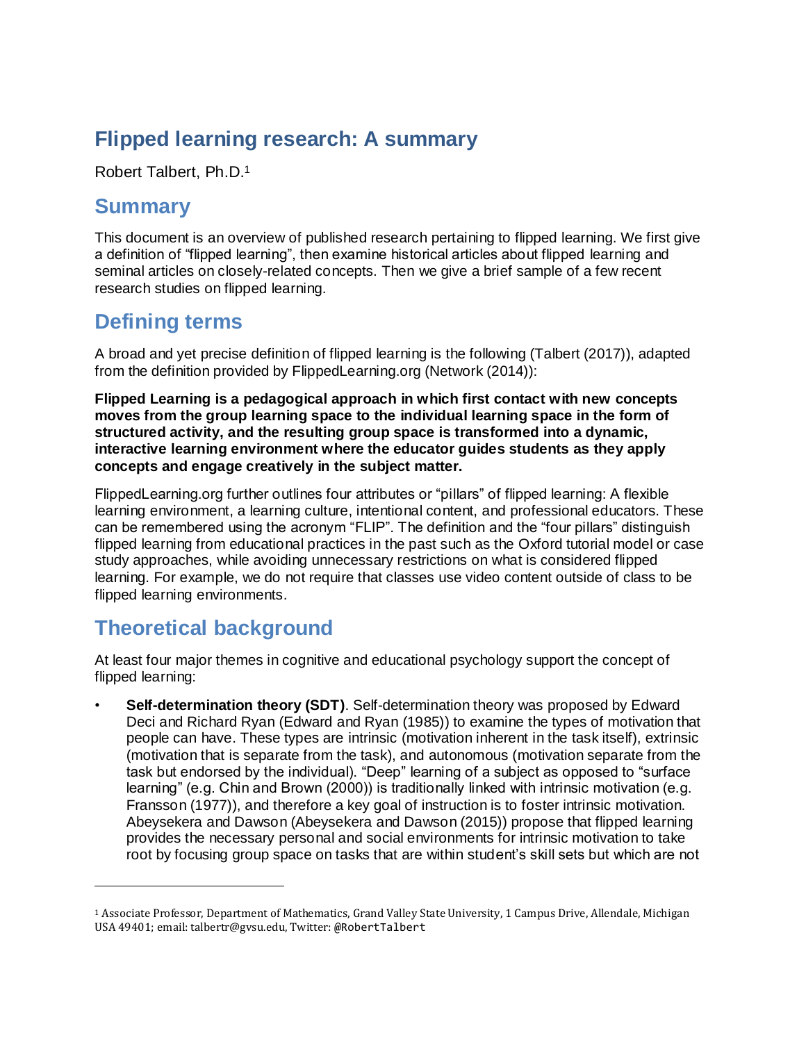# Flipped learning research: A summary

Robert Talbert, Ph.D.[1]

## Summary

This document is an overview of published research pertaining to flipped learning. We first give a definition of "flipped learning", then examine historical articles about flipped learning and seminal articles on closely-related concepts. Then we give a brief sample of a few recent research studies on flipped learning.

## Defining terms

A broad and yet precise definition of flipped learning is the following (Talbert (2017)), adapted from the definition provided by FlippedLearning.org (Network (2014)):

**Flipped Learning is a pedagogical approach in which first contact with new concepts moves from the group learning space to the individual learning space in the form of structured activity, and the resulting group space is transformed into a dynamic, interactive learning environment where the educator guides students as they apply concepts and engage creatively in the subject matter.**

FlippedLearning.org further outlines four attributes or "pillars" of flipped learning: A flexible learning environment, a learning culture, intentional content, and professional educators. These can be remembered using the acronym "FLIP". The definition and the "four pillars" distinguish flipped learning from educational practices in the past such as the Oxford tutorial model or case study approaches, while avoiding unnecessary restrictions on what is considered flipped learning. For example, we do not require that classes use video content outside of class to be flipped learning environments.

## Theoretical background

At least four major themes in cognitive and educational psychology support the concept of flipped learning:

- **Self-determination theory (SDT)**. Self-determination theory was proposed by Edward Deci and Richard Ryan (Edward and Ryan (1985)) to examine the types of motivation that people can have. These types are intrinsic (motivation inherent in the task itself), extrinsic (motivation that is separate from the task), and autonomous (motivation separate from the task but endorsed by the individual). "Deep" learning of a subject as opposed to "surface learning" (e.g. Chin and Brown (2000)) is traditionally linked with intrinsic motivation (e.g. Fransson (1977)), and therefore a key goal of instruction is to foster intrinsic motivation. Abeysekera and Dawson (Abeysekera and Dawson (2015)) propose that flipped learning provides the necessary personal and social environments for intrinsic motivation to take root by focusing group space on tasks that are within student's skill sets but which are not

---

[1] Associate Professor, Department of Mathematics, Grand Valley State University, 1 Campus Drive, Allendale, Michigan USA 49401; email: talbertr@gvsu.edu, Twitter: @RobertTalbert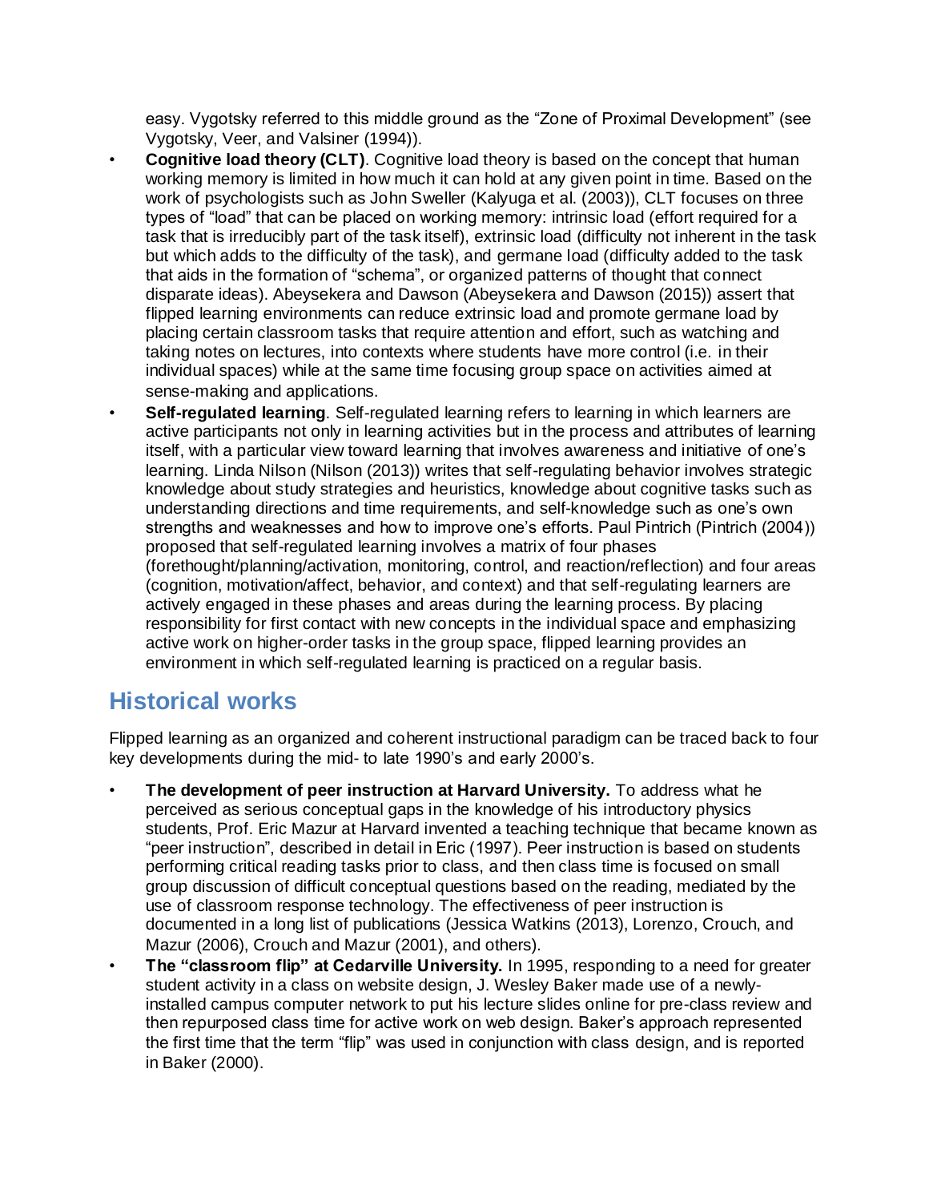easy. Vygotsky referred to this middle ground as the "Zone of Proximal Development" (see Vygotsky, Veer, and Valsiner (1994)).

- **Cognitive load theory (CLT)**. Cognitive load theory is based on the concept that human working memory is limited in how much it can hold at any given point in time. Based on the work of psychologists such as John Sweller (Kalyuga et al. (2003)), CLT focuses on three types of "load" that can be placed on working memory: intrinsic load (effort required for a task that is irreducibly part of the task itself), extrinsic load (difficulty not inherent in the task but which adds to the difficulty of the task), and germane load (difficulty added to the task that aids in the formation of "schema", or organized patterns of thought that connect disparate ideas). Abeysekera and Dawson (Abeysekera and Dawson (2015)) assert that flipped learning environments can reduce extrinsic load and promote germane load by placing certain classroom tasks that require attention and effort, such as watching and taking notes on lectures, into contexts where students have more control (i.e. in their individual spaces) while at the same time focusing group space on activities aimed at sense-making and applications.
- **Self-regulated learning**. Self-regulated learning refers to learning in which learners are active participants not only in learning activities but in the process and attributes of learning itself, with a particular view toward learning that involves awareness and initiative of one's learning. Linda Nilson (Nilson (2013)) writes that self-regulating behavior involves strategic knowledge about study strategies and heuristics, knowledge about cognitive tasks such as understanding directions and time requirements, and self-knowledge such as one's own strengths and weaknesses and how to improve one's efforts. Paul Pintrich (Pintrich (2004)) proposed that self-regulated learning involves a matrix of four phases (forethought/planning/activation, monitoring, control, and reaction/reflection) and four areas (cognition, motivation/affect, behavior, and context) and that self-regulating learners are actively engaged in these phases and areas during the learning process. By placing responsibility for first contact with new concepts in the individual space and emphasizing active work on higher-order tasks in the group space, flipped learning provides an environment in which self-regulated learning is practiced on a regular basis.

## Historical works

Flipped learning as an organized and coherent instructional paradigm can be traced back to four key developments during the mid- to late 1990's and early 2000's.

- **The development of peer instruction at Harvard University.** To address what he perceived as serious conceptual gaps in the knowledge of his introductory physics students, Prof. Eric Mazur at Harvard invented a teaching technique that became known as "peer instruction", described in detail in Eric (1997). Peer instruction is based on students performing critical reading tasks prior to class, and then class time is focused on small group discussion of difficult conceptual questions based on the reading, mediated by the use of classroom response technology. The effectiveness of peer instruction is documented in a long list of publications (Jessica Watkins (2013), Lorenzo, Crouch, and Mazur (2006), Crouch and Mazur (2001), and others).
- **The "classroom flip" at Cedarville University.** In 1995, responding to a need for greater student activity in a class on website design, J. Wesley Baker made use of a newly-installed campus computer network to put his lecture slides online for pre-class review and then repurposed class time for active work on web design. Baker's approach represented the first time that the term "flip" was used in conjunction with class design, and is reported in Baker (2000).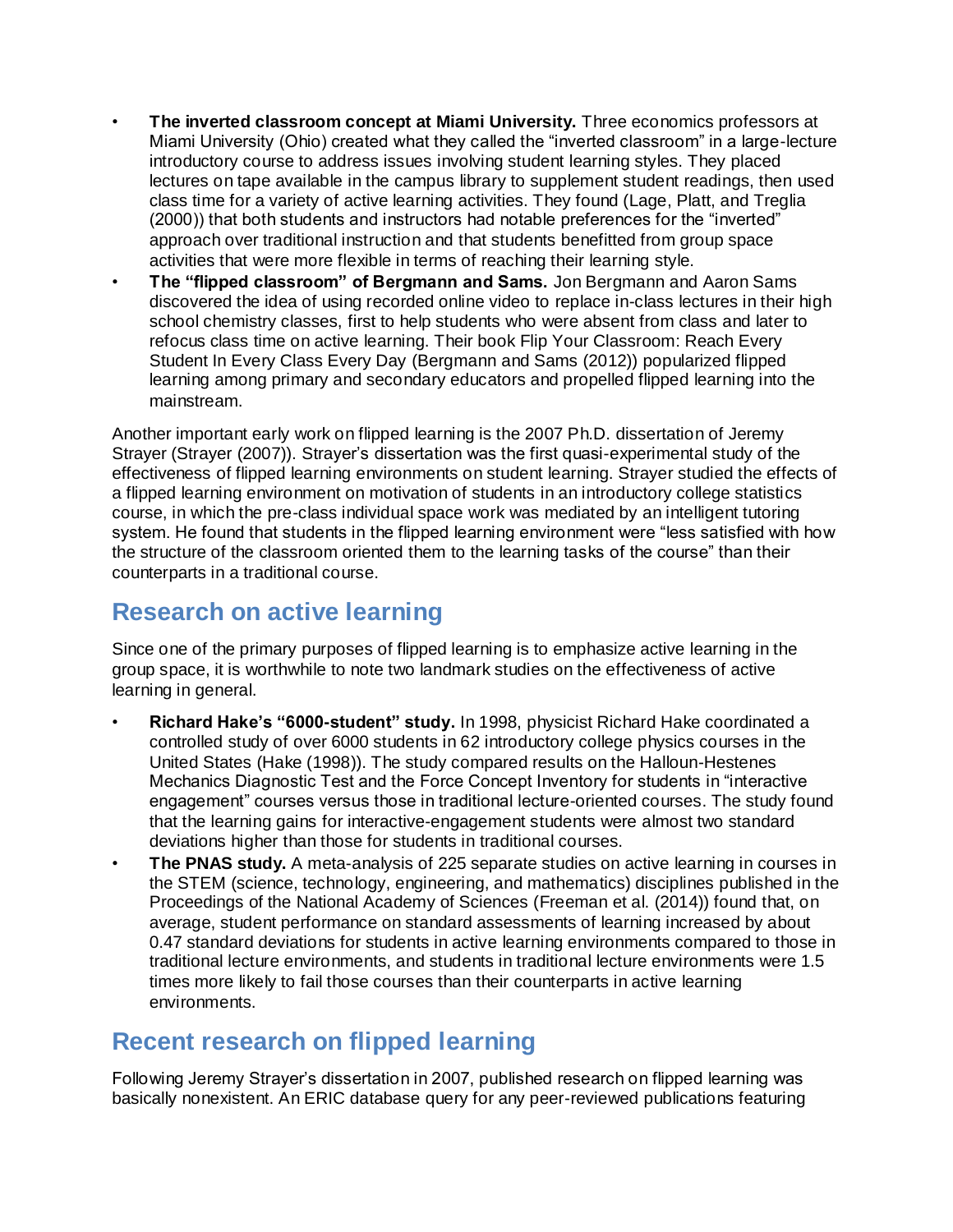- **The inverted classroom concept at Miami University.** Three economics professors at Miami University (Ohio) created what they called the "inverted classroom" in a large-lecture introductory course to address issues involving student learning styles. They placed lectures on tape available in the campus library to supplement student readings, then used class time for a variety of active learning activities. They found (Lage, Platt, and Treglia (2000)) that both students and instructors had notable preferences for the "inverted" approach over traditional instruction and that students benefitted from group space activities that were more flexible in terms of reaching their learning style.
- **The "flipped classroom" of Bergmann and Sams.** Jon Bergmann and Aaron Sams discovered the idea of using recorded online video to replace in-class lectures in their high school chemistry classes, first to help students who were absent from class and later to refocus class time on active learning. Their book Flip Your Classroom: Reach Every Student In Every Class Every Day (Bergmann and Sams (2012)) popularized flipped learning among primary and secondary educators and propelled flipped learning into the mainstream.

Another important early work on flipped learning is the 2007 Ph.D. dissertation of Jeremy Strayer (Strayer (2007)). Strayer's dissertation was the first quasi-experimental study of the effectiveness of flipped learning environments on student learning. Strayer studied the effects of a flipped learning environment on motivation of students in an introductory college statistics course, in which the pre-class individual space work was mediated by an intelligent tutoring system. He found that students in the flipped learning environment were "less satisfied with how the structure of the classroom oriented them to the learning tasks of the course" than their counterparts in a traditional course.

## Research on active learning

Since one of the primary purposes of flipped learning is to emphasize active learning in the group space, it is worthwhile to note two landmark studies on the effectiveness of active learning in general.

- **Richard Hake's "6000-student" study.** In 1998, physicist Richard Hake coordinated a controlled study of over 6000 students in 62 introductory college physics courses in the United States (Hake (1998)). The study compared results on the Halloun-Hestenes Mechanics Diagnostic Test and the Force Concept Inventory for students in "interactive engagement" courses versus those in traditional lecture-oriented courses. The study found that the learning gains for interactive-engagement students were almost two standard deviations higher than those for students in traditional courses.
- **The PNAS study.** A meta-analysis of 225 separate studies on active learning in courses in the STEM (science, technology, engineering, and mathematics) disciplines published in the Proceedings of the National Academy of Sciences (Freeman et al. (2014)) found that, on average, student performance on standard assessments of learning increased by about 0.47 standard deviations for students in active learning environments compared to those in traditional lecture environments, and students in traditional lecture environments were 1.5 times more likely to fail those courses than their counterparts in active learning environments.

## Recent research on flipped learning

Following Jeremy Strayer's dissertation in 2007, published research on flipped learning was basically nonexistent. An ERIC database query for any peer-reviewed publications featuring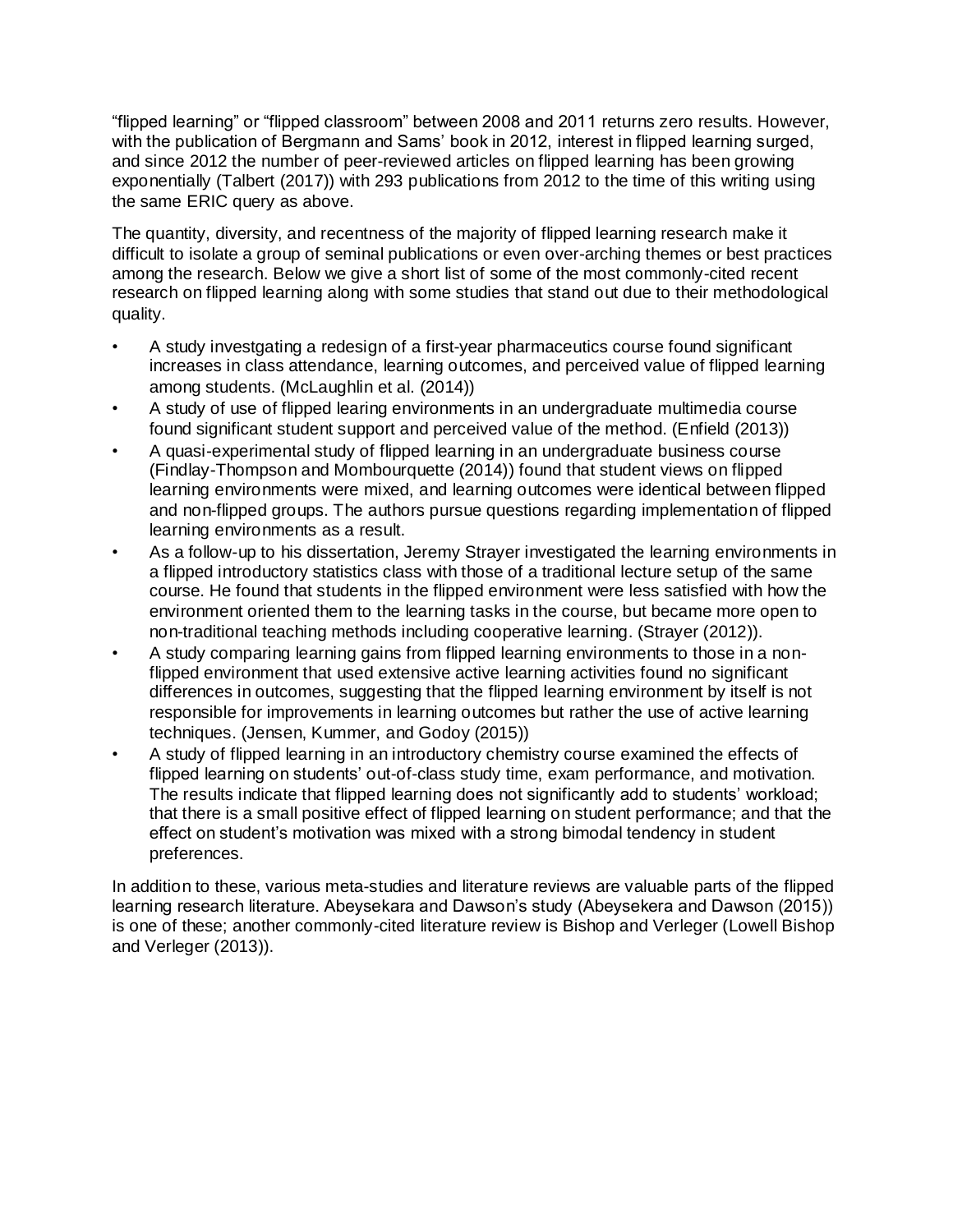"flipped learning" or "flipped classroom" between 2008 and 2011 returns zero results. However, with the publication of Bergmann and Sams' book in 2012, interest in flipped learning surged, and since 2012 the number of peer-reviewed articles on flipped learning has been growing exponentially (Talbert (2017)) with 293 publications from 2012 to the time of this writing using the same ERIC query as above.

The quantity, diversity, and recentness of the majority of flipped learning research make it difficult to isolate a group of seminal publications or even over-arching themes or best practices among the research. Below we give a short list of some of the most commonly-cited recent research on flipped learning along with some studies that stand out due to their methodological quality.

- A study investgating a redesign of a first-year pharmaceutics course found significant increases in class attendance, learning outcomes, and perceived value of flipped learning among students. (McLaughlin et al. (2014))
- A study of use of flipped learing environments in an undergraduate multimedia course found significant student support and perceived value of the method. (Enfield (2013))
- A quasi-experimental study of flipped learning in an undergraduate business course (Findlay-Thompson and Mombourquette (2014)) found that student views on flipped learning environments were mixed, and learning outcomes were identical between flipped and non-flipped groups. The authors pursue questions regarding implementation of flipped learning environments as a result.
- As a follow-up to his dissertation, Jeremy Strayer investigated the learning environments in a flipped introductory statistics class with those of a traditional lecture setup of the same course. He found that students in the flipped environment were less satisfied with how the environment oriented them to the learning tasks in the course, but became more open to non-traditional teaching methods including cooperative learning. (Strayer (2012)).
- A study comparing learning gains from flipped learning environments to those in a non-flipped environment that used extensive active learning activities found no significant differences in outcomes, suggesting that the flipped learning environment by itself is not responsible for improvements in learning outcomes but rather the use of active learning techniques. (Jensen, Kummer, and Godoy (2015))
- A study of flipped learning in an introductory chemistry course examined the effects of flipped learning on students' out-of-class study time, exam performance, and motivation. The results indicate that flipped learning does not significantly add to students' workload; that there is a small positive effect of flipped learning on student performance; and that the effect on student's motivation was mixed with a strong bimodal tendency in student preferences.

In addition to these, various meta-studies and literature reviews are valuable parts of the flipped learning research literature. Abeysekara and Dawson's study (Abeysekera and Dawson (2015)) is one of these; another commonly-cited literature review is Bishop and Verleger (Lowell Bishop and Verleger (2013)).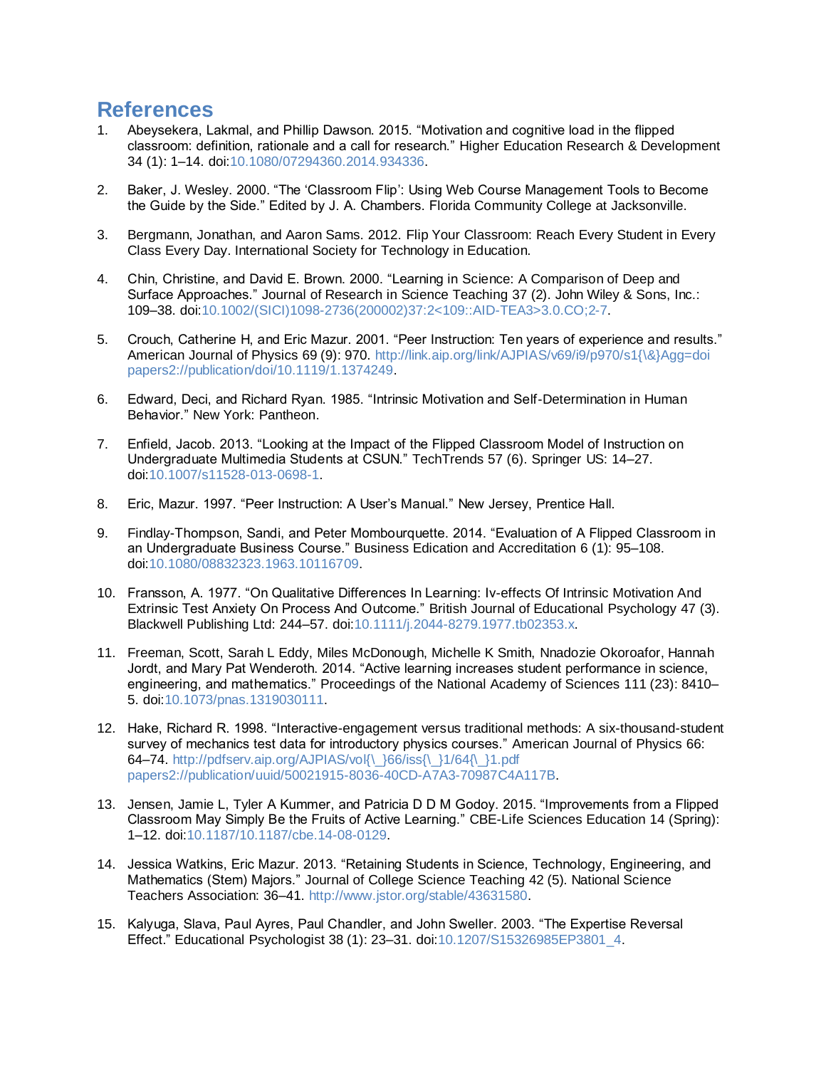## References

1. Abeysekera, Lakmal, and Phillip Dawson. 2015. “Motivation and cognitive load in the flipped classroom: definition, rationale and a call for research.” Higher Education Research & Development 34 (1): 1–14. doi:10.1080/07294360.2014.934336.

2. Baker, J. Wesley. 2000. “The ‘Classroom Flip’: Using Web Course Management Tools to Become the Guide by the Side.” Edited by J. A. Chambers. Florida Community College at Jacksonville.

3. Bergmann, Jonathan, and Aaron Sams. 2012. Flip Your Classroom: Reach Every Student in Every Class Every Day. International Society for Technology in Education.

4. Chin, Christine, and David E. Brown. 2000. “Learning in Science: A Comparison of Deep and Surface Approaches.” Journal of Research in Science Teaching 37 (2). John Wiley & Sons, Inc.: 109–38. doi:10.1002/(SICI)1098-2736(200002)37:2<109::AID-TEA3>3.0.CO;2-7.

5. Crouch, Catherine H, and Eric Mazur. 2001. “Peer Instruction: Ten years of experience and results.” American Journal of Physics 69 (9): 970. http://link.aip.org/link/AJPIAS/v69/i9/p970/s1{\&}Agg=doi papers2://publication/doi/10.1119/1.1374249.

6. Edward, Deci, and Richard Ryan. 1985. “Intrinsic Motivation and Self-Determination in Human Behavior.” New York: Pantheon.

7. Enfield, Jacob. 2013. “Looking at the Impact of the Flipped Classroom Model of Instruction on Undergraduate Multimedia Students at CSUN.” TechTrends 57 (6). Springer US: 14–27. doi:10.1007/s11528-013-0698-1.

8. Eric, Mazur. 1997. “Peer Instruction: A User’s Manual.” New Jersey, Prentice Hall.

9. Findlay-Thompson, Sandi, and Peter Mombourquette. 2014. “Evaluation of A Flipped Classroom in an Undergraduate Business Course.” Business Edication and Accreditation 6 (1): 95–108. doi:10.1080/08832323.1963.10116709.

10. Fransson, A. 1977. “On Qualitative Differences In Learning: Iv-effects Of Intrinsic Motivation And Extrinsic Test Anxiety On Process And Outcome.” British Journal of Educational Psychology 47 (3). Blackwell Publishing Ltd: 244–57. doi:10.1111/j.2044-8279.1977.tb02353.x.

11. Freeman, Scott, Sarah L Eddy, Miles McDonough, Michelle K Smith, Nnadozie Okoroafor, Hannah Jordt, and Mary Pat Wenderoth. 2014. “Active learning increases student performance in science, engineering, and mathematics.” Proceedings of the National Academy of Sciences 111 (23): 8410–5. doi:10.1073/pnas.1319030111.

12. Hake, Richard R. 1998. “Interactive-engagement versus traditional methods: A six-thousand-student survey of mechanics test data for introductory physics courses.” American Journal of Physics 66: 64–74. http://pdfserv.aip.org/AJPIAS/vol{\_}66/iss{\_}1/64{\_}1.pdf papers2://publication/uuid/50021915-8036-40CD-A7A3-70987C4A117B.

13. Jensen, Jamie L, Tyler A Kummer, and Patricia D D M Godoy. 2015. “Improvements from a Flipped Classroom May Simply Be the Fruits of Active Learning.” CBE-Life Sciences Education 14 (Spring): 1–12. doi:10.1187/10.1187/cbe.14-08-0129.

14. Jessica Watkins, Eric Mazur. 2013. “Retaining Students in Science, Technology, Engineering, and Mathematics (Stem) Majors.” Journal of College Science Teaching 42 (5). National Science Teachers Association: 36–41. http://www.jstor.org/stable/43631580.

15. Kalyuga, Slava, Paul Ayres, Paul Chandler, and John Sweller. 2003. “The Expertise Reversal Effect.” Educational Psychologist 38 (1): 23–31. doi:10.1207/S15326985EP3801_4.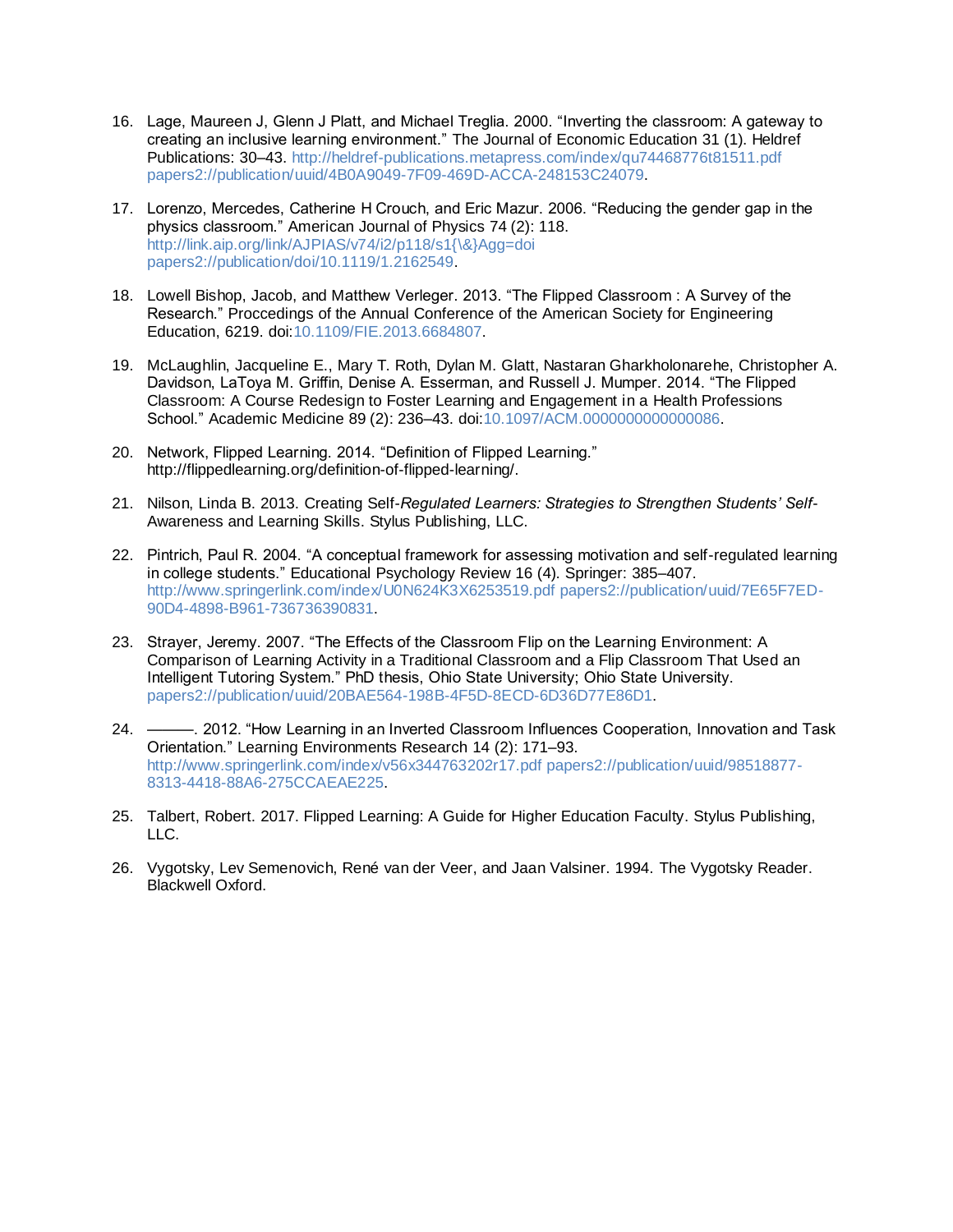16. Lage, Maureen J, Glenn J Platt, and Michael Treglia. 2000. "Inverting the classroom: A gateway to creating an inclusive learning environment." The Journal of Economic Education 31 (1). Heldref Publications: 30–43. http://heldref-publications.metapress.com/index/qu74468776t81511.pdf papers2://publication/uuid/4B0A9049-7F09-469D-ACCA-248153C24079.

17. Lorenzo, Mercedes, Catherine H Crouch, and Eric Mazur. 2006. "Reducing the gender gap in the physics classroom." American Journal of Physics 74 (2): 118. http://link.aip.org/link/AJPIAS/v74/i2/p118/s1{\&}Agg=doi papers2://publication/doi/10.1119/1.2162549.

18. Lowell Bishop, Jacob, and Matthew Verleger. 2013. "The Flipped Classroom : A Survey of the Research." Proccedings of the Annual Conference of the American Society for Engineering Education, 6219. doi:10.1109/FIE.2013.6684807.

19. McLaughlin, Jacqueline E., Mary T. Roth, Dylan M. Glatt, Nastaran Gharkholonarehe, Christopher A. Davidson, LaToya M. Griffin, Denise A. Esserman, and Russell J. Mumper. 2014. "The Flipped Classroom: A Course Redesign to Foster Learning and Engagement in a Health Professions School." Academic Medicine 89 (2): 236–43. doi:10.1097/ACM.0000000000000086.

20. Network, Flipped Learning. 2014. "Definition of Flipped Learning." http://flippedlearning.org/definition-of-flipped-learning/.

21. Nilson, Linda B. 2013. Creating Self-*Regulated Learners: Strategies to Strengthen Students' Self-*Awareness and Learning Skills. Stylus Publishing, LLC.

22. Pintrich, Paul R. 2004. "A conceptual framework for assessing motivation and self-regulated learning in college students." Educational Psychology Review 16 (4). Springer: 385–407. http://www.springerlink.com/index/U0N624K3X6253519.pdf papers2://publication/uuid/7E65F7ED-90D4-4898-B961-736736390831.

23. Strayer, Jeremy. 2007. "The Effects of the Classroom Flip on the Learning Environment: A Comparison of Learning Activity in a Traditional Classroom and a Flip Classroom That Used an Intelligent Tutoring System." PhD thesis, Ohio State University; Ohio State University. papers2://publication/uuid/20BAE564-198B-4F5D-8ECD-6D36D77E86D1.

24. ———. 2012. "How Learning in an Inverted Classroom Influences Cooperation, Innovation and Task Orientation." Learning Environments Research 14 (2): 171–93. http://www.springerlink.com/index/v56x344763202r17.pdf papers2://publication/uuid/98518877-8313-4418-88A6-275CCAEAE225.

25. Talbert, Robert. 2017. Flipped Learning: A Guide for Higher Education Faculty. Stylus Publishing, LLC.

26. Vygotsky, Lev Semenovich, René van der Veer, and Jaan Valsiner. 1994. The Vygotsky Reader. Blackwell Oxford.